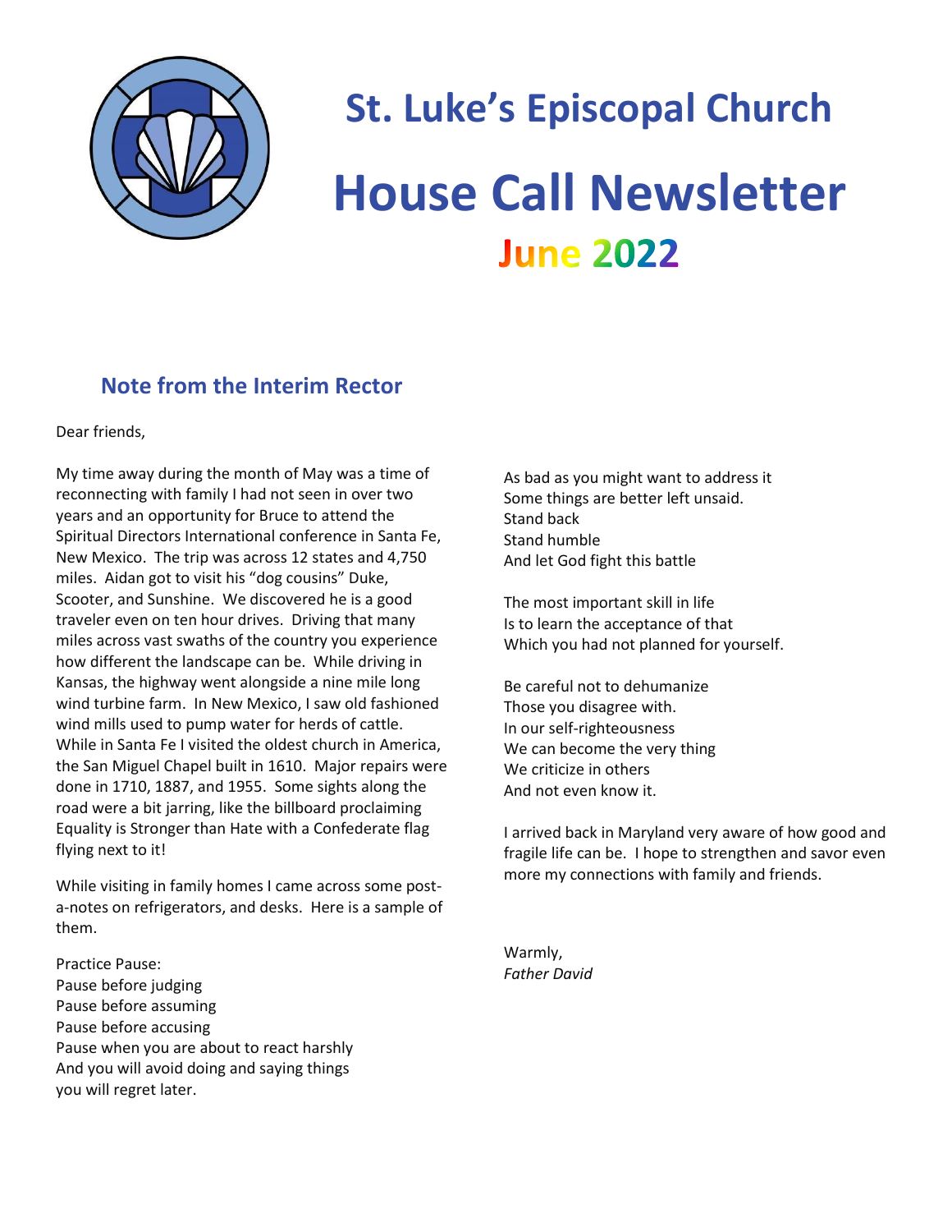# St. Luke's Episcopal Church

# House Call Newsletter

## June 2022

## Note from the Interim Rector

Dear friends,

My time away during the month of May was a time of reconnecting with family I had not seen in over two years and an opportunity for Bruce to attend the Spiritual Directors International conference in Santa Fe, New Mexico. The trip was across 12 states and 4,750 miles. Aidan got to visit his "dog cousins" Duke, Scooter, and Sunshine. We discovered he is a good traveler even on ten hour drives. Driving that many miles across vast swaths of the country you experience how different the landscape can be. While driving in Kansas, the highway went alongside a nine mile long wind turbine farm. In New Mexico, I saw old fashioned wind mills used to pump water for herds of cattle. While in Santa Fe I visited the oldest church in America, the San Miguel Chapel built in 1610. Major repairs were done in 1710, 1887, and 1955. Some sights along the road were a bit jarring, like the billboard proclaiming Equality is Stronger than Hate with a Confederate flag flying next to it!

While visiting in family homes I came across some post-a-notes on refrigerators, and desks. Here is a sample of them.

Practice Pause:
Pause before judging
Pause before assuming
Pause before accusing
Pause when you are about to react harshly
And you will avoid doing and saying things
you will regret later.

As bad as you might want to address it
Some things are better left unsaid.
Stand back
Stand humble
And let God fight this battle

The most important skill in life
Is to learn the acceptance of that
Which you had not planned for yourself.

Be careful not to dehumanize
Those you disagree with.
In our self-righteousness
We can become the very thing
We criticize in others
And not even know it.

I arrived back in Maryland very aware of how good and fragile life can be. I hope to strengthen and savor even more my connections with family and friends.

Warmly,
*Father David*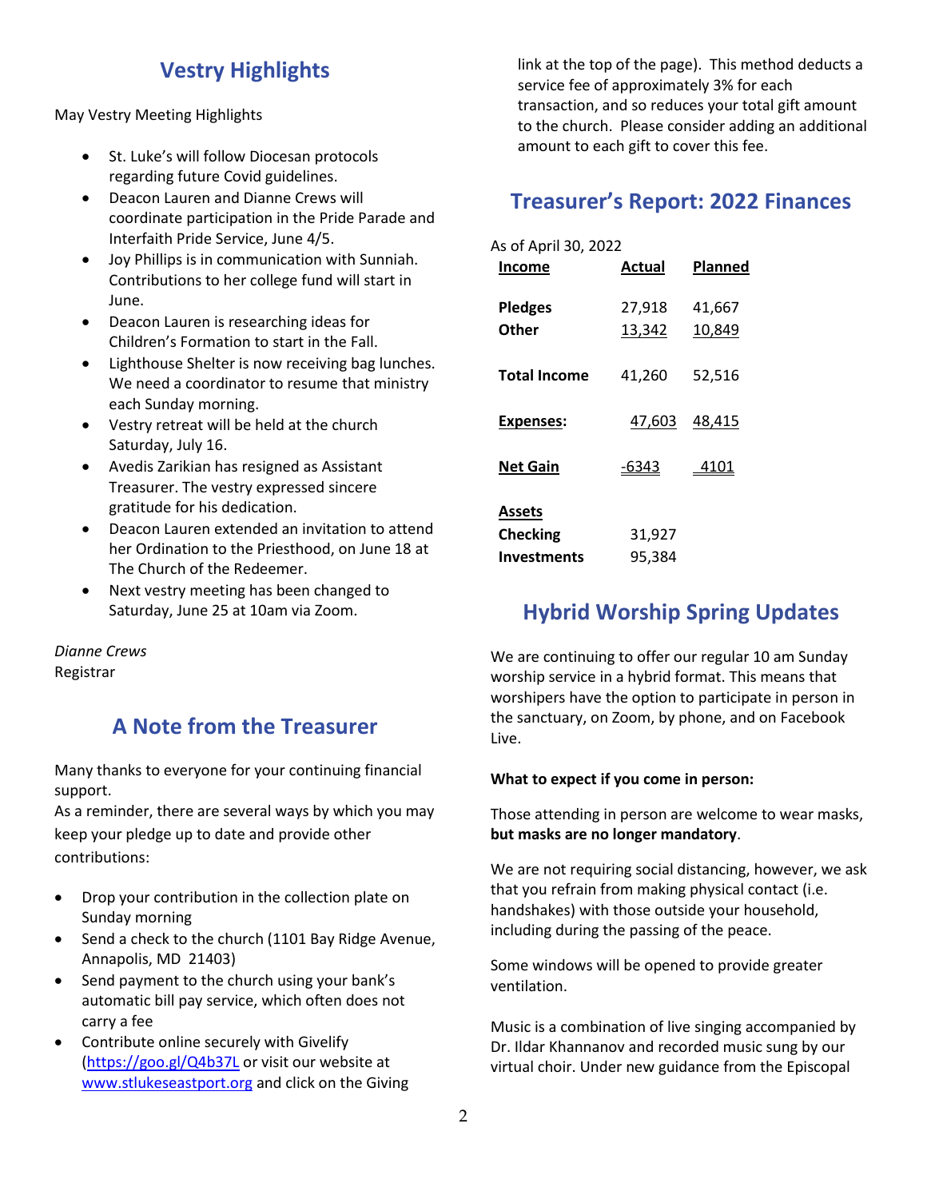## Vestry Highlights

May Vestry Meeting Highlights

- St. Luke's will follow Diocesan protocols regarding future Covid guidelines.
- Deacon Lauren and Dianne Crews will coordinate participation in the Pride Parade and Interfaith Pride Service, June 4/5.
- Joy Phillips is in communication with Sunniah. Contributions to her college fund will start in June.
- Deacon Lauren is researching ideas for Children's Formation to start in the Fall.
- Lighthouse Shelter is now receiving bag lunches. We need a coordinator to resume that ministry each Sunday morning.
- Vestry retreat will be held at the church Saturday, July 16.
- Avedis Zarikian has resigned as Assistant Treasurer. The vestry expressed sincere gratitude for his dedication.
- Deacon Lauren extended an invitation to attend her Ordination to the Priesthood, on June 18 at The Church of the Redeemer.
- Next vestry meeting has been changed to Saturday, June 25 at 10am via Zoom.

*Dianne Crews*
Registrar

## A Note from the Treasurer

Many thanks to everyone for your continuing financial support.
As a reminder, there are several ways by which you may keep your pledge up to date and provide other contributions:

- Drop your contribution in the collection plate on Sunday morning
- Send a check to the church (1101 Bay Ridge Avenue, Annapolis, MD 21403)
- Send payment to the church using your bank's automatic bill pay service, which often does not carry a fee
- Contribute online securely with Givelify (https://goo.gl/Q4b37L or visit our website at www.stlukeseastport.org and click on the Giving link at the top of the page). This method deducts a service fee of approximately 3% for each transaction, and so reduces your total gift amount to the church. Please consider adding an additional amount to each gift to cover this fee.

## Treasurer's Report: 2022 Finances

As of April 30, 2022

| Income | Actual | Planned |
|---|---|---|
| **Pledges** | 27,918 | 41,667 |
| **Other** | 13,342 | 10,849 |
| **Total Income** | 41,260 | 52,516 |
| **Expenses:** | 47,603 | 48,415 |
| **Net Gain** | -6343 | 4101 |
| **Assets** | | |
| **Checking** | 31,927 | |
| **Investments** | 95,384 | |

## Hybrid Worship Spring Updates

We are continuing to offer our regular 10 am Sunday worship service in a hybrid format. This means that worshipers have the option to participate in person in the sanctuary, on Zoom, by phone, and on Facebook Live.

**What to expect if you come in person:**

Those attending in person are welcome to wear masks, **but masks are no longer mandatory**.

We are not requiring social distancing, however, we ask that you refrain from making physical contact (i.e. handshakes) with those outside your household, including during the passing of the peace.

Some windows will be opened to provide greater ventilation.

Music is a combination of live singing accompanied by Dr. Ildar Khannanov and recorded music sung by our virtual choir. Under new guidance from the Episcopal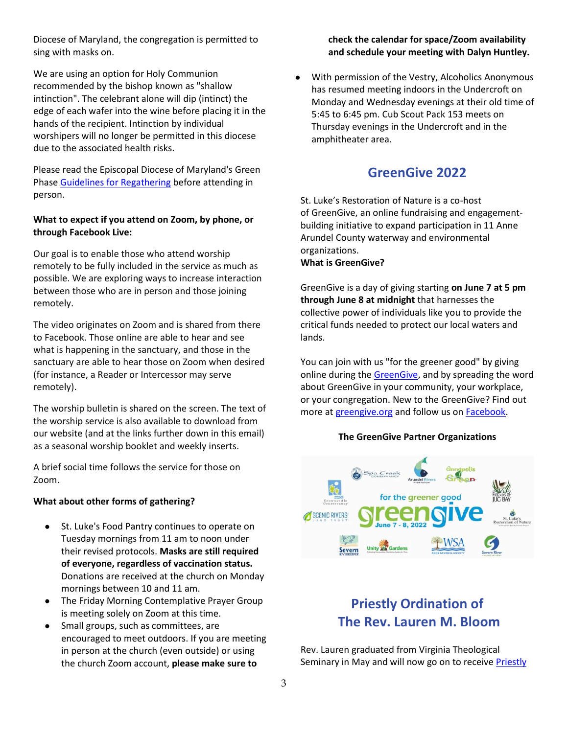Diocese of Maryland, the congregation is permitted to sing with masks on.

We are using an option for Holy Communion recommended by the bishop known as "shallow intinction". The celebrant alone will dip (intinct) the edge of each wafer into the wine before placing it in the hands of the recipient. Intinction by individual worshipers will no longer be permitted in this diocese due to the associated health risks.

Please read the Episcopal Diocese of Maryland's Green Phase Guidelines for Regathering before attending in person.

**What to expect if you attend on Zoom, by phone, or through Facebook Live:**

Our goal is to enable those who attend worship remotely to be fully included in the service as much as possible. We are exploring ways to increase interaction between those who are in person and those joining remotely.

The video originates on Zoom and is shared from there to Facebook. Those online are able to hear and see what is happening in the sanctuary, and those in the sanctuary are able to hear those on Zoom when desired (for instance, a Reader or Intercessor may serve remotely).

The worship bulletin is shared on the screen. The text of the worship service is also available to download from our website (and at the links further down in this email) as a seasonal worship booklet and weekly inserts.

A brief social time follows the service for those on Zoom.

**What about other forms of gathering?**

- St. Luke's Food Pantry continues to operate on Tuesday mornings from 11 am to noon under their revised protocols. **Masks are still required of everyone, regardless of vaccination status.** Donations are received at the church on Monday mornings between 10 and 11 am.
- The Friday Morning Contemplative Prayer Group is meeting solely on Zoom at this time.
- Small groups, such as committees, are encouraged to meet outdoors. If you are meeting in person at the church (even outside) or using the church Zoom account, **please make sure to check the calendar for space/Zoom availability and schedule your meeting with Dalyn Huntley.**
- With permission of the Vestry, Alcoholics Anonymous has resumed meeting indoors in the Undercroft on Monday and Wednesday evenings at their old time of 5:45 to 6:45 pm. Cub Scout Pack 153 meets on Thursday evenings in the Undercroft and in the amphitheater area.

## GreenGive 2022

St. Luke's Restoration of Nature is a co-host of GreenGive, an online fundraising and engagement-building initiative to expand participation in 11 Anne Arundel County waterway and environmental organizations.

**What is GreenGive?**

GreenGive is a day of giving starting **on June 7 at 5 pm through June 8 at midnight** that harnesses the collective power of individuals like you to provide the critical funds needed to protect our local waters and lands.

You can join with us "for the greener good" by giving online during the GreenGive, and by spreading the word about GreenGive in your community, your workplace, or your congregation. New to the GreenGive? Find out more at greengive.org and follow us on Facebook.

**The GreenGive Partner Organizations**

## Priestly Ordination of The Rev. Lauren M. Bloom

Rev. Lauren graduated from Virginia Theological Seminary in May and will now go on to receive Priestly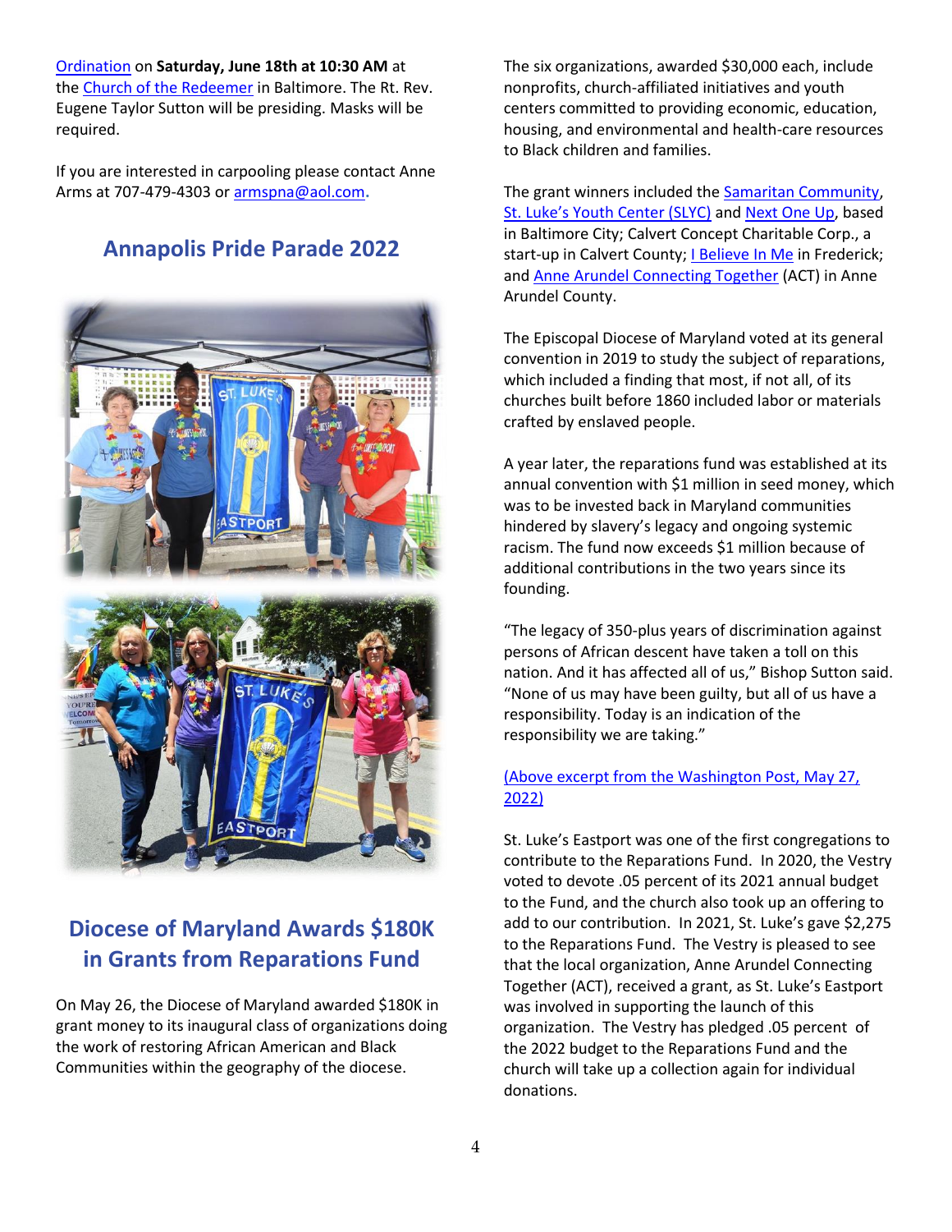Ordination on **Saturday, June 18th at 10:30 AM** at the Church of the Redeemer in Baltimore. The Rt. Rev. Eugene Taylor Sutton will be presiding. Masks will be required.

If you are interested in carpooling please contact Anne Arms at 707-479-4303 or armspna@aol.com.

## Annapolis Pride Parade 2022

## Diocese of Maryland Awards $180K in Grants from Reparations Fund

On May 26, the Diocese of Maryland awarded $180K in grant money to its inaugural class of organizations doing the work of restoring African American and Black Communities within the geography of the diocese.

The six organizations, awarded $30,000 each, include nonprofits, church-affiliated initiatives and youth centers committed to providing economic, education, housing, and environmental and health-care resources to Black children and families.

The grant winners included the Samaritan Community, St. Luke's Youth Center (SLYC) and Next One Up, based in Baltimore City; Calvert Concept Charitable Corp., a start-up in Calvert County; I Believe In Me in Frederick; and Anne Arundel Connecting Together (ACT) in Anne Arundel County.

The Episcopal Diocese of Maryland voted at its general convention in 2019 to study the subject of reparations, which included a finding that most, if not all, of its churches built before 1860 included labor or materials crafted by enslaved people.

A year later, the reparations fund was established at its annual convention with $1 million in seed money, which was to be invested back in Maryland communities hindered by slavery's legacy and ongoing systemic racism. The fund now exceeds $1 million because of additional contributions in the two years since its founding.

"The legacy of 350-plus years of discrimination against persons of African descent have taken a toll on this nation. And it has affected all of us," Bishop Sutton said. "None of us may have been guilty, but all of us have a responsibility. Today is an indication of the responsibility we are taking."

(Above excerpt from the Washington Post, May 27, 2022)

St. Luke's Eastport was one of the first congregations to contribute to the Reparations Fund. In 2020, the Vestry voted to devote .05 percent of its 2021 annual budget to the Fund, and the church also took up an offering to add to our contribution. In 2021, St. Luke's gave $2,275 to the Reparations Fund. The Vestry is pleased to see that the local organization, Anne Arundel Connecting Together (ACT), received a grant, as St. Luke's Eastport was involved in supporting the launch of this organization. The Vestry has pledged .05 percent of the 2022 budget to the Reparations Fund and the church will take up a collection again for individual donations.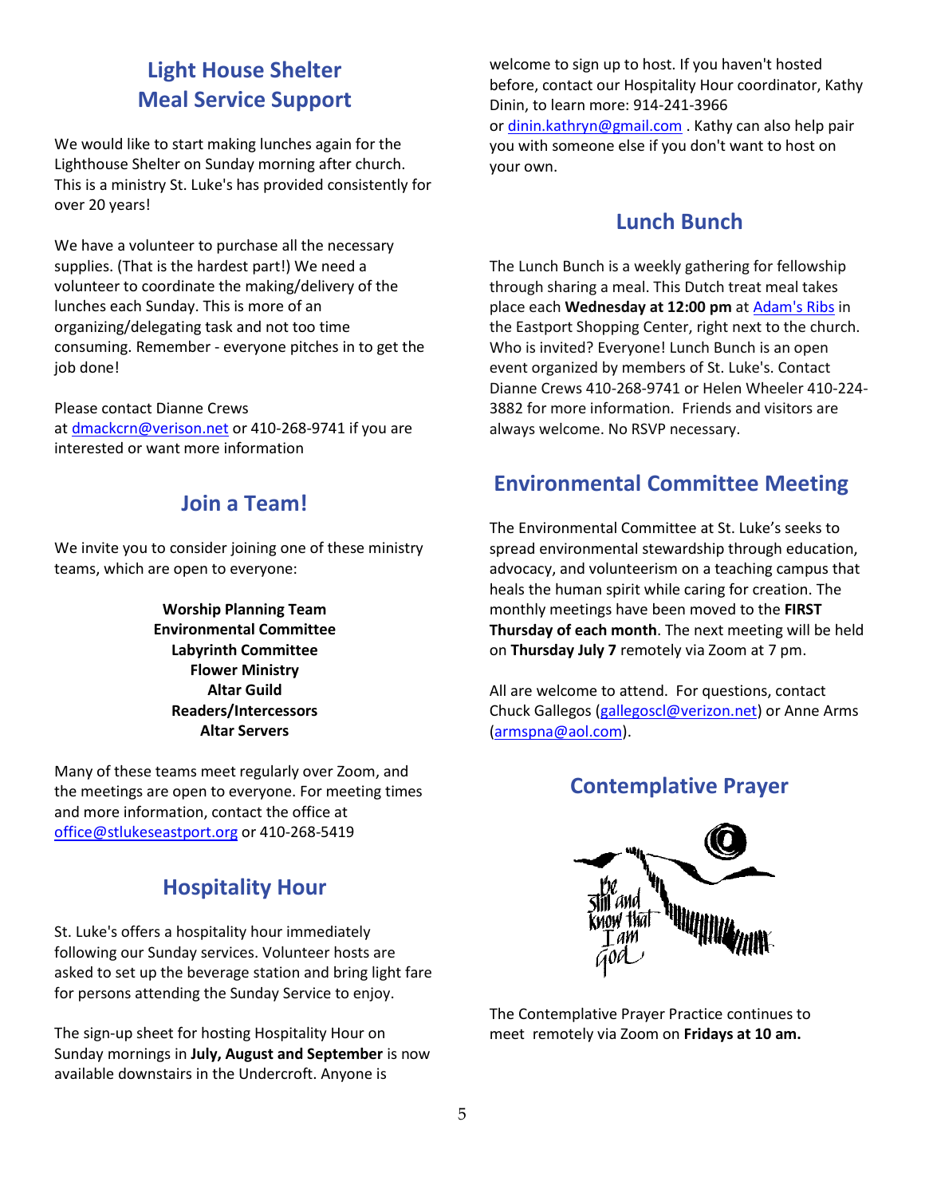## Light House Shelter Meal Service Support

We would like to start making lunches again for the Lighthouse Shelter on Sunday morning after church. This is a ministry St. Luke's has provided consistently for over 20 years!

We have a volunteer to purchase all the necessary supplies. (That is the hardest part!) We need a volunteer to coordinate the making/delivery of the lunches each Sunday. This is more of an organizing/delegating task and not too time consuming. Remember - everyone pitches in to get the job done!

Please contact Dianne Crews at dmackcrn@verison.net or 410-268-9741 if you are interested or want more information

## Join a Team!

We invite you to consider joining one of these ministry teams, which are open to everyone:

**Worship Planning Team**
**Environmental Committee**
**Labyrinth Committee**
**Flower Ministry**
**Altar Guild**
**Readers/Intercessors**
**Altar Servers**

Many of these teams meet regularly over Zoom, and the meetings are open to everyone. For meeting times and more information, contact the office at office@stlukeseastport.org or 410-268-5419

## Hospitality Hour

St. Luke's offers a hospitality hour immediately following our Sunday services. Volunteer hosts are asked to set up the beverage station and bring light fare for persons attending the Sunday Service to enjoy.

The sign-up sheet for hosting Hospitality Hour on Sunday mornings in **July, August and September** is now available downstairs in the Undercroft. Anyone is welcome to sign up to host. If you haven't hosted before, contact our Hospitality Hour coordinator, Kathy Dinin, to learn more: 914-241-3966 or dinin.kathryn@gmail.com . Kathy can also help pair you with someone else if you don't want to host on your own.

## Lunch Bunch

The Lunch Bunch is a weekly gathering for fellowship through sharing a meal. This Dutch treat meal takes place each **Wednesday at 12:00 pm** at Adam's Ribs in the Eastport Shopping Center, right next to the church. Who is invited? Everyone! Lunch Bunch is an open event organized by members of St. Luke's. Contact Dianne Crews 410-268-9741 or Helen Wheeler 410-224-3882 for more information. Friends and visitors are always welcome. No RSVP necessary.

## Environmental Committee Meeting

The Environmental Committee at St. Luke's seeks to spread environmental stewardship through education, advocacy, and volunteerism on a teaching campus that heals the human spirit while caring for creation. The monthly meetings have been moved to the **FIRST Thursday of each month**. The next meeting will be held on **Thursday July 7** remotely via Zoom at 7 pm.

All are welcome to attend. For questions, contact Chuck Gallegos (gallegoscl@verizon.net) or Anne Arms (armspna@aol.com).

## Contemplative Prayer

Be still and know that I am God

The Contemplative Prayer Practice continues to meet remotely via Zoom on **Fridays at 10 am.**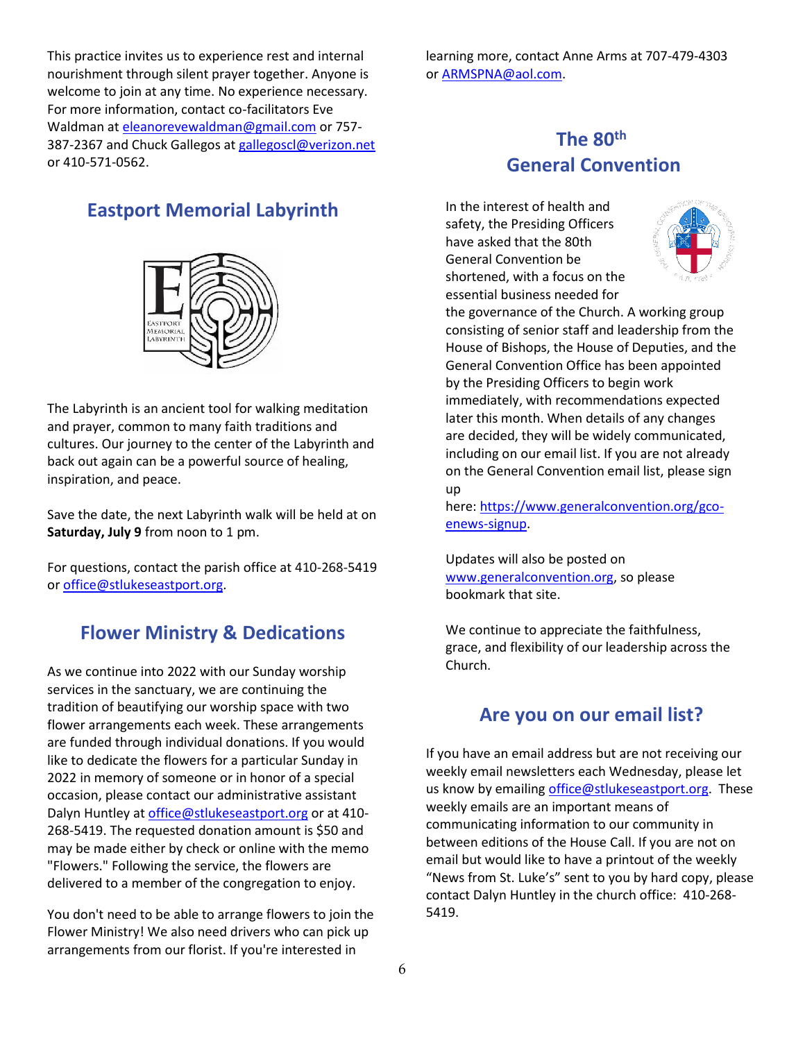This practice invites us to experience rest and internal nourishment through silent prayer together. Anyone is welcome to join at any time. No experience necessary. For more information, contact co-facilitators Eve Waldman at eleanorevewaldman@gmail.com or 757-387-2367 and Chuck Gallegos at gallegoscl@verizon.net or 410-571-0562.

## Eastport Memorial Labyrinth

The Labyrinth is an ancient tool for walking meditation and prayer, common to many faith traditions and cultures. Our journey to the center of the Labyrinth and back out again can be a powerful source of healing, inspiration, and peace.

Save the date, the next Labyrinth walk will be held at on **Saturday, July 9** from noon to 1 pm.

For questions, contact the parish office at 410-268-5419 or office@stlukeseastport.org.

## Flower Ministry & Dedications

As we continue into 2022 with our Sunday worship services in the sanctuary, we are continuing the tradition of beautifying our worship space with two flower arrangements each week. These arrangements are funded through individual donations. If you would like to dedicate the flowers for a particular Sunday in 2022 in memory of someone or in honor of a special occasion, please contact our administrative assistant Dalyn Huntley at office@stlukeseastport.org or at 410-268-5419. The requested donation amount is $50 and may be made either by check or online with the memo "Flowers." Following the service, the flowers are delivered to a member of the congregation to enjoy.

You don't need to be able to arrange flowers to join the Flower Ministry! We also need drivers who can pick up arrangements from our florist. If you're interested in learning more, contact Anne Arms at 707-479-4303 or ARMSPNA@aol.com.

## The 80th General Convention

In the interest of health and safety, the Presiding Officers have asked that the 80th General Convention be shortened, with a focus on the essential business needed for the governance of the Church. A working group consisting of senior staff and leadership from the House of Bishops, the House of Deputies, and the General Convention Office has been appointed by the Presiding Officers to begin work immediately, with recommendations expected later this month. When details of any changes are decided, they will be widely communicated, including on our email list. If you are not already on the General Convention email list, please sign up here: https://www.generalconvention.org/gco-enews-signup.

Updates will also be posted on www.generalconvention.org, so please bookmark that site.

We continue to appreciate the faithfulness, grace, and flexibility of our leadership across the Church.

## Are you on our email list?

If you have an email address but are not receiving our weekly email newsletters each Wednesday, please let us know by emailing office@stlukeseastport.org. These weekly emails are an important means of communicating information to our community in between editions of the House Call. If you are not on email but would like to have a printout of the weekly "News from St. Luke's" sent to you by hard copy, please contact Dalyn Huntley in the church office: 410-268-5419.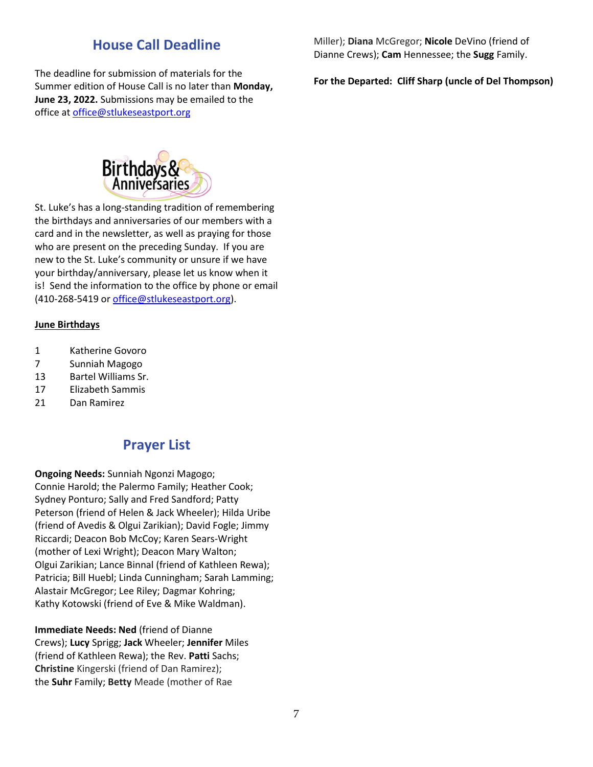## House Call Deadline

The deadline for submission of materials for the Summer edition of House Call is no later than **Monday, June 23, 2022.** Submissions may be emailed to the office at office@stlukeseastport.org

## Birthdays & Anniversaries

St. Luke's has a long-standing tradition of remembering the birthdays and anniversaries of our members with a card and in the newsletter, as well as praying for those who are present on the preceding Sunday. If you are new to the St. Luke's community or unsure if we have your birthday/anniversary, please let us know when it is! Send the information to the office by phone or email (410-268-5419 or office@stlukeseastport.org).

**June Birthdays**

| | |
|---|---|
| 1 | Katherine Govoro |
| 7 | Sunniah Magogo |
| 13 | Bartel Williams Sr. |
| 17 | Elizabeth Sammis |
| 21 | Dan Ramirez |

## Prayer List

**Ongoing Needs:** Sunniah Ngonzi Magogo; Connie Harold; the Palermo Family; Heather Cook; Sydney Ponturo; Sally and Fred Sandford; Patty Peterson (friend of Helen & Jack Wheeler); Hilda Uribe (friend of Avedis & Olgui Zarikian); David Fogle; Jimmy Riccardi; Deacon Bob McCoy; Karen Sears-Wright (mother of Lexi Wright); Deacon Mary Walton; Olgui Zarikian; Lance Binnal (friend of Kathleen Rewa); Patricia; Bill Huebl; Linda Cunningham; Sarah Lamming; Alastair McGregor; Lee Riley; Dagmar Kohring; Kathy Kotowski (friend of Eve & Mike Waldman).

**Immediate Needs: Ned** (friend of Dianne Crews); **Lucy** Sprigg; **Jack** Wheeler; **Jennifer** Miles (friend of Kathleen Rewa); the Rev. **Patti** Sachs; **Christine** Kingerski (friend of Dan Ramirez); the **Suhr** Family; **Betty** Meade (mother of Rae Miller); **Diana** McGregor; **Nicole** DeVino (friend of Dianne Crews); **Cam** Hennessee; the **Sugg** Family.

**For the Departed: Cliff Sharp (uncle of Del Thompson)**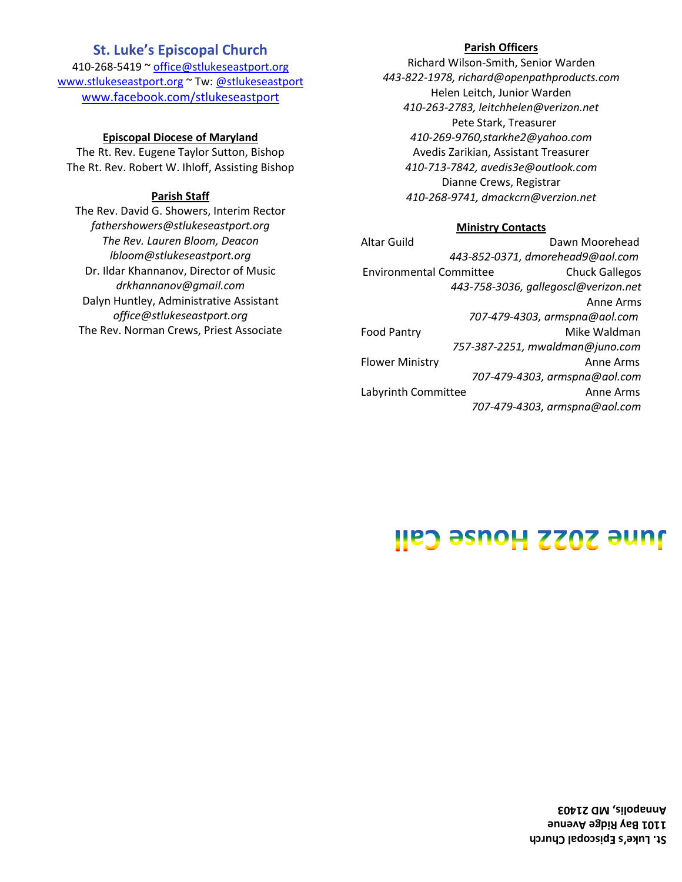## St. Luke's Episcopal Church

410-268-5419 ~ office@stlukeseastport.org
www.stlukeseastport.org ~ Tw: @stlukeseastport
www.facebook.com/stlukeseastport

**Episcopal Diocese of Maryland**

The Rt. Rev. Eugene Taylor Sutton, Bishop
The Rt. Rev. Robert W. Ihloff, Assisting Bishop

**Parish Staff**

The Rev. David G. Showers, Interim Rector
*fathershowers@stlukeseastport.org*
*The Rev. Lauren Bloom, Deacon*
*lbloom@stlukeseastport.org*
Dr. Ildar Khannanov, Director of Music
*drkhannanov@gmail.com*
Dalyn Huntley, Administrative Assistant
*office@stlukeseastport.org*
The Rev. Norman Crews, Priest Associate

**Parish Officers**

Richard Wilson-Smith, Senior Warden
*443-822-1978, richard@openpathproducts.com*
Helen Leitch, Junior Warden
*410-263-2783, leitchhelen@verizon.net*
Pete Stark, Treasurer
*410-269-9760,starkhe2@yahoo.com*
Avedis Zarikian, Assistant Treasurer
*410-713-7842, avedis3e@outlook.com*
Dianne Crews, Registrar
*410-268-9741, dmackcrn@verzion.net*

**Ministry Contacts**

| | |
|---|---|
| Altar Guild | Dawn Moorehead<br>*443-852-0371, dmorehead9@aol.com* |
| Environmental Committee | Chuck Gallegos<br>*443-758-3036, gallegoscl@verizon.net*<br>Anne Arms<br>*707-479-4303, armspna@aol.com* |
| Food Pantry | Mike Waldman<br>*757-387-2251, mwaldman@juno.com* |
| Flower Ministry | Anne Arms<br>*707-479-4303, armspna@aol.com* |
| Labyrinth Committee | Anne Arms<br>*707-479-4303, armspna@aol.com* |

# June 2022 House Call

**St. Luke's Episcopal Church**
**1101 Bay Ridge Avenue**
**Annapolis, MD 21403**